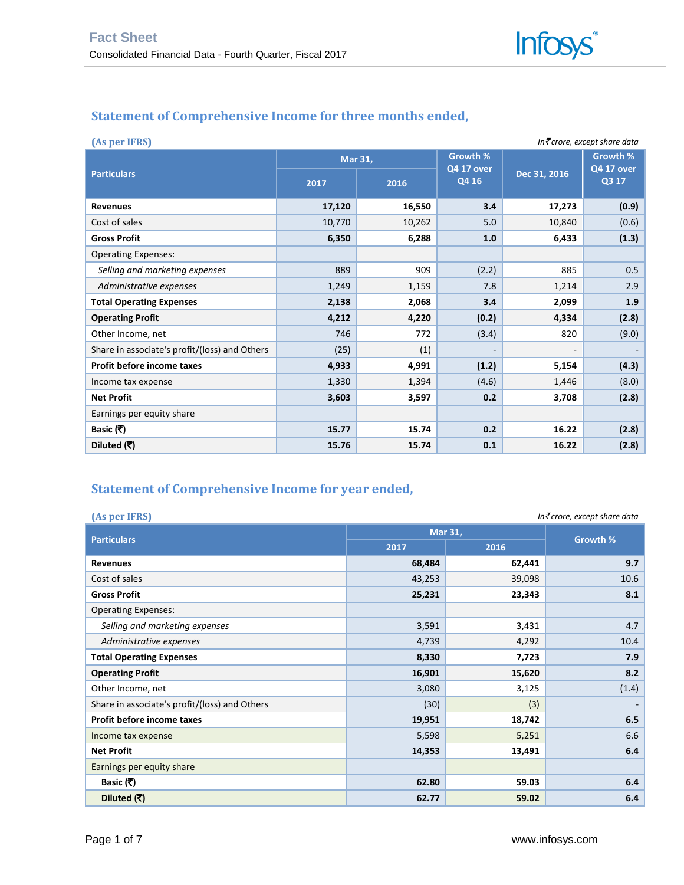# Fact Sheet

Consolidated Financial Data - Fourth Quarter, Fiscal 2017

## Statement of Comprehensive Income for three months ended,

**(As per IFRS)** *In ₹ crore, except share data*

| Particulars | Mar 31, | | Growth % Q4 17 over Q4 16 | Dec 31, 2016 | Growth % Q4 17 over Q3 17 |
|---|---|---|---|---|---|
| | 2017 | 2016 | | | |
| **Revenues** | **17,120** | **16,550** | **3.4** | **17,273** | **(0.9)** |
| Cost of sales | 10,770 | 10,262 | 5.0 | 10,840 | (0.6) |
| **Gross Profit** | **6,350** | **6,288** | **1.0** | **6,433** | **(1.3)** |
| Operating Expenses: | | | | | |
| *Selling and marketing expenses* | 889 | 909 | (2.2) | 885 | 0.5 |
| *Administrative expenses* | 1,249 | 1,159 | 7.8 | 1,214 | 2.9 |
| **Total Operating Expenses** | **2,138** | **2,068** | **3.4** | **2,099** | **1.9** |
| **Operating Profit** | **4,212** | **4,220** | **(0.2)** | **4,334** | **(2.8)** |
| Other Income, net | 746 | 772 | (3.4) | 820 | (9.0) |
| Share in associate's profit/(loss) and Others | (25) | (1) | - | - | - |
| **Profit before income taxes** | **4,933** | **4,991** | **(1.2)** | **5,154** | **(4.3)** |
| Income tax expense | 1,330 | 1,394 | (4.6) | 1,446 | (8.0) |
| **Net Profit** | **3,603** | **3,597** | **0.2** | **3,708** | **(2.8)** |
| Earnings per equity share | | | | | |
| **Basic (₹)** | **15.77** | **15.74** | **0.2** | **16.22** | **(2.8)** |
| **Diluted (₹)** | **15.76** | **15.74** | **0.1** | **16.22** | **(2.8)** |

## Statement of Comprehensive Income for year ended,

**(As per IFRS)** *In ₹ crore, except share data*

| Particulars | Mar 31, | | Growth % |
|---|---|---|---|
| | 2017 | 2016 | |
| **Revenues** | **68,484** | **62,441** | **9.7** |
| Cost of sales | 43,253 | 39,098 | 10.6 |
| **Gross Profit** | **25,231** | **23,343** | **8.1** |
| Operating Expenses: | | | |
| *Selling and marketing expenses* | 3,591 | 3,431 | 4.7 |
| *Administrative expenses* | 4,739 | 4,292 | 10.4 |
| **Total Operating Expenses** | **8,330** | **7,723** | **7.9** |
| **Operating Profit** | **16,901** | **15,620** | **8.2** |
| Other Income, net | 3,080 | 3,125 | (1.4) |
| Share in associate's profit/(loss) and Others | (30) | (3) | - |
| **Profit before income taxes** | **19,951** | **18,742** | **6.5** |
| Income tax expense | 5,598 | 5,251 | 6.6 |
| **Net Profit** | **14,353** | **13,491** | **6.4** |
| Earnings per equity share | | | |
| **Basic (₹)** | **62.80** | **59.03** | **6.4** |
| **Diluted (₹)** | **62.77** | **59.02** | **6.4** |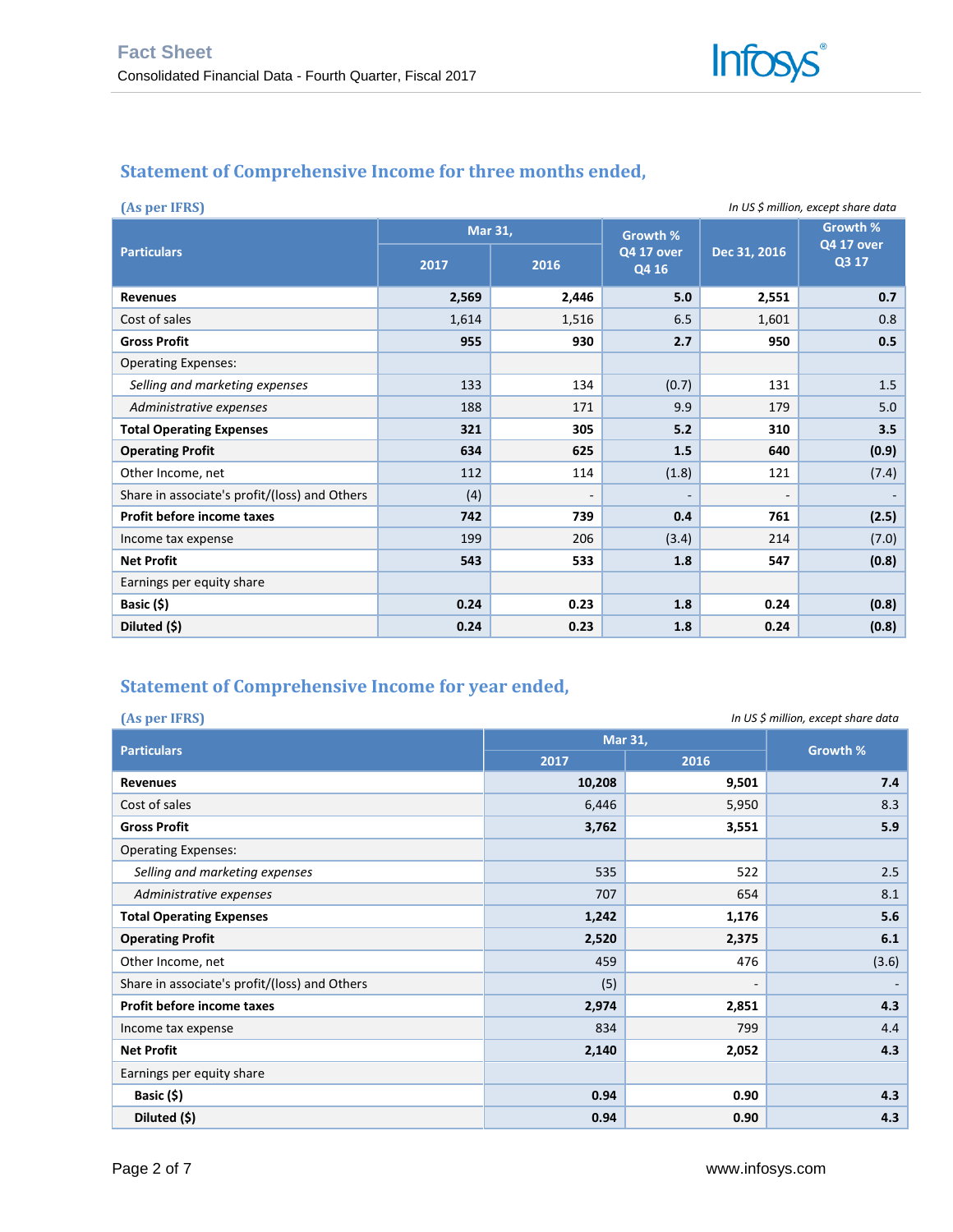## Statement of Comprehensive Income for three months ended,

**(As per IFRS)**

*In US $ million, except share data*

| Particulars | Mar 31, | | Growth % Q4 17 over Q4 16 | Dec 31, 2016 | Growth % Q4 17 over Q3 17 |
|---|---|---|---|---|---|
| | 2017 | 2016 | | | |
| **Revenues** | **2,569** | **2,446** | **5.0** | **2,551** | **0.7** |
| Cost of sales | 1,614 | 1,516 | 6.5 | 1,601 | 0.8 |
| **Gross Profit** | **955** | **930** | **2.7** | **950** | **0.5** |
| Operating Expenses: | | | | | |
| *Selling and marketing expenses* | 133 | 134 | (0.7) | 131 | 1.5 |
| *Administrative expenses* | 188 | 171 | 9.9 | 179 | 5.0 |
| **Total Operating Expenses** | **321** | **305** | **5.2** | **310** | **3.5** |
| **Operating Profit** | **634** | **625** | **1.5** | **640** | **(0.9)** |
| Other Income, net | 112 | 114 | (1.8) | 121 | (7.4) |
| Share in associate's profit/(loss) and Others | (4) | - | - | - | - |
| **Profit before income taxes** | **742** | **739** | **0.4** | **761** | **(2.5)** |
| Income tax expense | 199 | 206 | (3.4) | 214 | (7.0) |
| **Net Profit** | **543** | **533** | **1.8** | **547** | **(0.8)** |
| Earnings per equity share | | | | | |
| **Basic ($)** | **0.24** | **0.23** | **1.8** | **0.24** | **(0.8)** |
| **Diluted ($)** | **0.24** | **0.23** | **1.8** | **0.24** | **(0.8)** |

## Statement of Comprehensive Income for year ended,

**(As per IFRS)**

*In US $ million, except share data*

| Particulars | Mar 31, | | Growth % |
|---|---|---|---|
| | 2017 | 2016 | |
| **Revenues** | **10,208** | **9,501** | **7.4** |
| Cost of sales | 6,446 | 5,950 | 8.3 |
| **Gross Profit** | **3,762** | **3,551** | **5.9** |
| Operating Expenses: | | | |
| *Selling and marketing expenses* | 535 | 522 | 2.5 |
| *Administrative expenses* | 707 | 654 | 8.1 |
| **Total Operating Expenses** | **1,242** | **1,176** | **5.6** |
| **Operating Profit** | **2,520** | **2,375** | **6.1** |
| Other Income, net | 459 | 476 | (3.6) |
| Share in associate's profit/(loss) and Others | (5) | - | - |
| **Profit before income taxes** | **2,974** | **2,851** | **4.3** |
| Income tax expense | 834 | 799 | 4.4 |
| **Net Profit** | **2,140** | **2,052** | **4.3** |
| Earnings per equity share | | | |
| **Basic ($)** | **0.94** | **0.90** | **4.3** |
| **Diluted ($)** | **0.94** | **0.90** | **4.3** |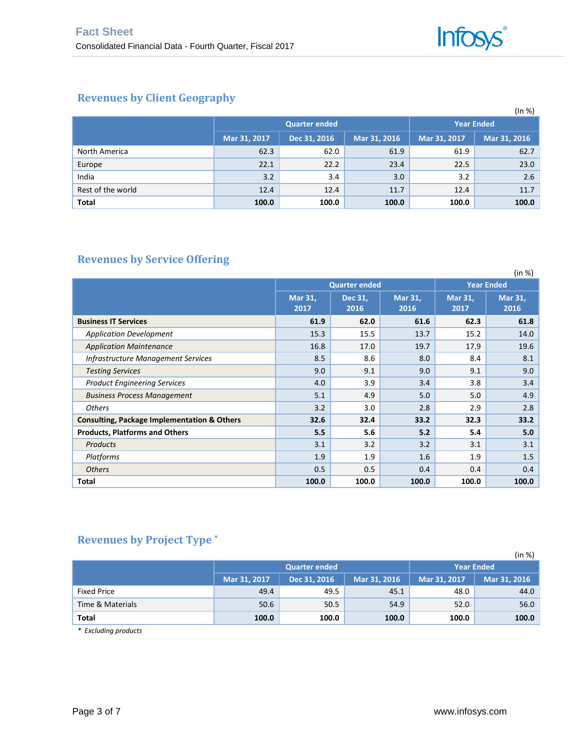## Revenues by Client Geography

(In %)

| | Quarter ended | | | Year Ended | |
|---|---|---|---|---|---|
| | Mar 31, 2017 | Dec 31, 2016 | Mar 31, 2016 | Mar 31, 2017 | Mar 31, 2016 |
| North America | 62.3 | 62.0 | 61.9 | 61.9 | 62.7 |
| Europe | 22.1 | 22.2 | 23.4 | 22.5 | 23.0 |
| India | 3.2 | 3.4 | 3.0 | 3.2 | 2.6 |
| Rest of the world | 12.4 | 12.4 | 11.7 | 12.4 | 11.7 |
| **Total** | **100.0** | **100.0** | **100.0** | **100.0** | **100.0** |

## Revenues by Service Offering

(in %)

| | Quarter ended | | | Year Ended | |
|---|---|---|---|---|---|
| | Mar 31, 2017 | Dec 31, 2016 | Mar 31, 2016 | Mar 31, 2017 | Mar 31, 2016 |
| **Business IT Services** | **61.9** | **62.0** | **61.6** | **62.3** | **61.8** |
| *Application Development* | 15.3 | 15.5 | 13.7 | 15.2 | 14.0 |
| *Application Maintenance* | 16.8 | 17.0 | 19.7 | 17.9 | 19.6 |
| *Infrastructure Management Services* | 8.5 | 8.6 | 8.0 | 8.4 | 8.1 |
| *Testing Services* | 9.0 | 9.1 | 9.0 | 9.1 | 9.0 |
| *Product Engineering Services* | 4.0 | 3.9 | 3.4 | 3.8 | 3.4 |
| *Business Process Management* | 5.1 | 4.9 | 5.0 | 5.0 | 4.9 |
| *Others* | 3.2 | 3.0 | 2.8 | 2.9 | 2.8 |
| **Consulting, Package Implementation & Others** | **32.6** | **32.4** | **33.2** | **32.3** | **33.2** |
| **Products, Platforms and Others** | **5.5** | **5.6** | **5.2** | **5.4** | **5.0** |
| *Products* | 3.1 | 3.2 | 3.2 | 3.1 | 3.1 |
| *Platforms* | 1.9 | 1.9 | 1.6 | 1.9 | 1.5 |
| *Others* | 0.5 | 0.5 | 0.4 | 0.4 | 0.4 |
| **Total** | **100.0** | **100.0** | **100.0** | **100.0** | **100.0** |

## Revenues by Project Type *

(in %)

| | Quarter ended | | | Year Ended | |
|---|---|---|---|---|---|
| | Mar 31, 2017 | Dec 31, 2016 | Mar 31, 2016 | Mar 31, 2017 | Mar 31, 2016 |
| Fixed Price | 49.4 | 49.5 | 45.1 | 48.0 | 44.0 |
| Time & Materials | 50.6 | 50.5 | 54.9 | 52.0 | 56.0 |
| **Total** | **100.0** | **100.0** | **100.0** | **100.0** | **100.0** |

*\* Excluding products*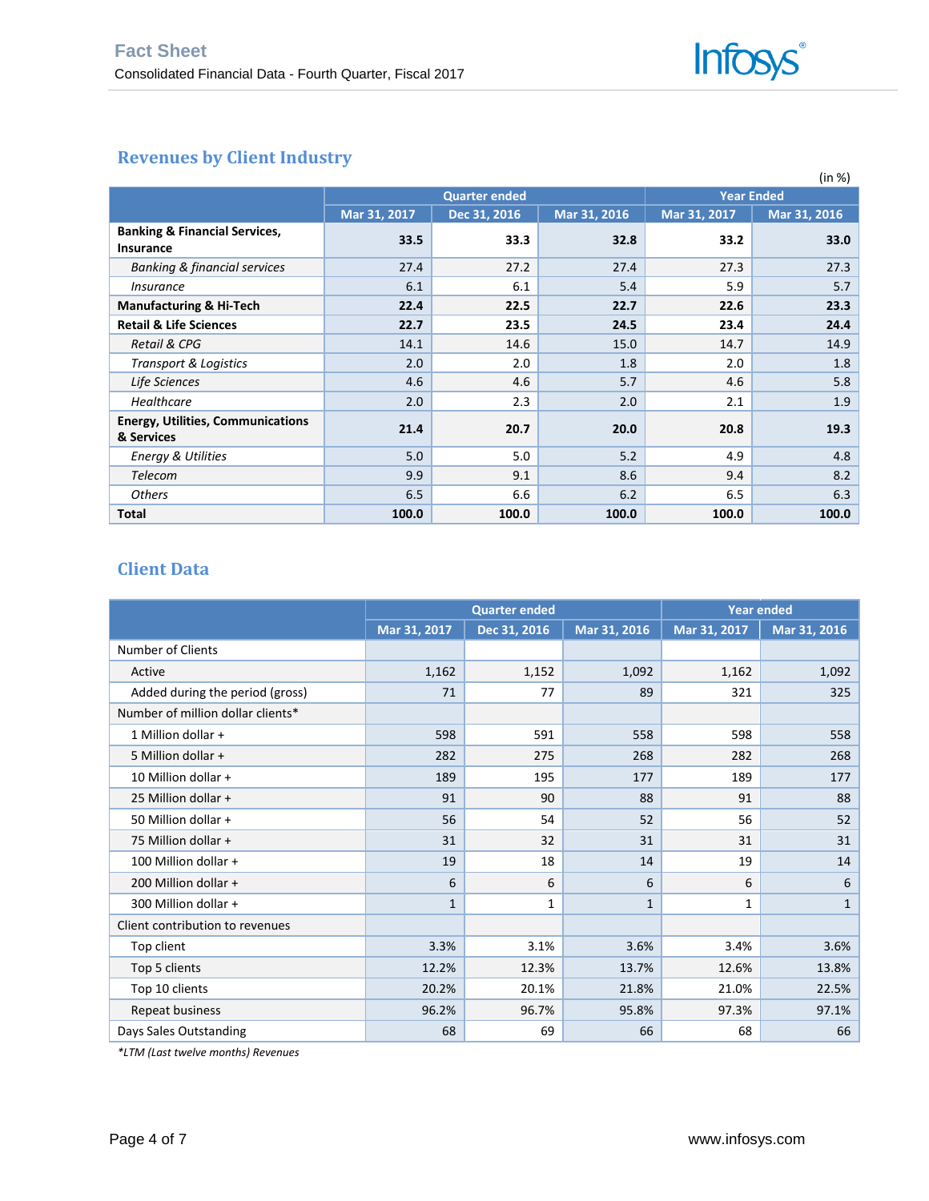## Revenues by Client Industry

(in %)

| | Quarter ended | | | Year Ended | |
|---|---|---|---|---|---|
| | Mar 31, 2017 | Dec 31, 2016 | Mar 31, 2016 | Mar 31, 2017 | Mar 31, 2016 |
| **Banking & Financial Services, Insurance** | **33.5** | **33.3** | **32.8** | **33.2** | **33.0** |
| *Banking & financial services* | 27.4 | 27.2 | 27.4 | 27.3 | 27.3 |
| *Insurance* | 6.1 | 6.1 | 5.4 | 5.9 | 5.7 |
| **Manufacturing & Hi-Tech** | **22.4** | **22.5** | **22.7** | **22.6** | **23.3** |
| **Retail & Life Sciences** | **22.7** | **23.5** | **24.5** | **23.4** | **24.4** |
| *Retail & CPG* | 14.1 | 14.6 | 15.0 | 14.7 | 14.9 |
| *Transport & Logistics* | 2.0 | 2.0 | 1.8 | 2.0 | 1.8 |
| *Life Sciences* | 4.6 | 4.6 | 5.7 | 4.6 | 5.8 |
| *Healthcare* | 2.0 | 2.3 | 2.0 | 2.1 | 1.9 |
| **Energy, Utilities, Communications & Services** | **21.4** | **20.7** | **20.0** | **20.8** | **19.3** |
| *Energy & Utilities* | 5.0 | 5.0 | 5.2 | 4.9 | 4.8 |
| *Telecom* | 9.9 | 9.1 | 8.6 | 9.4 | 8.2 |
| *Others* | 6.5 | 6.6 | 6.2 | 6.5 | 6.3 |
| **Total** | **100.0** | **100.0** | **100.0** | **100.0** | **100.0** |

## Client Data

| | Quarter ended | | | Year ended | |
|---|---|---|---|---|---|
| | Mar 31, 2017 | Dec 31, 2016 | Mar 31, 2016 | Mar 31, 2017 | Mar 31, 2016 |
| Number of Clients | | | | | |
| Active | 1,162 | 1,152 | 1,092 | 1,162 | 1,092 |
| Added during the period (gross) | 71 | 77 | 89 | 321 | 325 |
| Number of million dollar clients* | | | | | |
| 1 Million dollar + | 598 | 591 | 558 | 598 | 558 |
| 5 Million dollar + | 282 | 275 | 268 | 282 | 268 |
| 10 Million dollar + | 189 | 195 | 177 | 189 | 177 |
| 25 Million dollar + | 91 | 90 | 88 | 91 | 88 |
| 50 Million dollar + | 56 | 54 | 52 | 56 | 52 |
| 75 Million dollar + | 31 | 32 | 31 | 31 | 31 |
| 100 Million dollar + | 19 | 18 | 14 | 19 | 14 |
| 200 Million dollar + | 6 | 6 | 6 | 6 | 6 |
| 300 Million dollar + | 1 | 1 | 1 | 1 | 1 |
| Client contribution to revenues | | | | | |
| Top client | 3.3% | 3.1% | 3.6% | 3.4% | 3.6% |
| Top 5 clients | 12.2% | 12.3% | 13.7% | 12.6% | 13.8% |
| Top 10 clients | 20.2% | 20.1% | 21.8% | 21.0% | 22.5% |
| Repeat business | 96.2% | 96.7% | 95.8% | 97.3% | 97.1% |
| Days Sales Outstanding | 68 | 69 | 66 | 68 | 66 |

*\*LTM (Last twelve months) Revenues*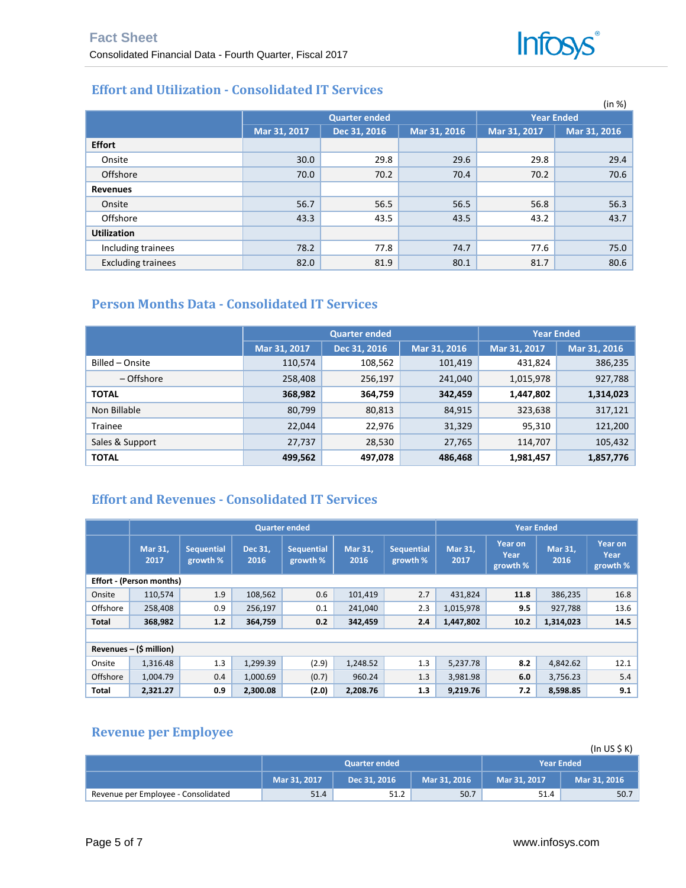## Effort and Utilization - Consolidated IT Services

(in %)

| | Quarter ended | | | Year Ended | |
|---|---|---|---|---|---|
| | Mar 31, 2017 | Dec 31, 2016 | Mar 31, 2016 | Mar 31, 2017 | Mar 31, 2016 |
| **Effort** | | | | | |
| Onsite | 30.0 | 29.8 | 29.6 | 29.8 | 29.4 |
| Offshore | 70.0 | 70.2 | 70.4 | 70.2 | 70.6 |
| **Revenues** | | | | | |
| Onsite | 56.7 | 56.5 | 56.5 | 56.8 | 56.3 |
| Offshore | 43.3 | 43.5 | 43.5 | 43.2 | 43.7 |
| **Utilization** | | | | | |
| Including trainees | 78.2 | 77.8 | 74.7 | 77.6 | 75.0 |
| Excluding trainees | 82.0 | 81.9 | 80.1 | 81.7 | 80.6 |

## Person Months Data - Consolidated IT Services

| | Quarter ended | | | Year Ended | |
|---|---|---|---|---|---|
| | Mar 31, 2017 | Dec 31, 2016 | Mar 31, 2016 | Mar 31, 2017 | Mar 31, 2016 |
| Billed – Onsite | 110,574 | 108,562 | 101,419 | 431,824 | 386,235 |
| – Offshore | 258,408 | 256,197 | 241,040 | 1,015,978 | 927,788 |
| **TOTAL** | **368,982** | **364,759** | **342,459** | **1,447,802** | **1,314,023** |
| Non Billable | 80,799 | 80,813 | 84,915 | 323,638 | 317,121 |
| Trainee | 22,044 | 22,976 | 31,329 | 95,310 | 121,200 |
| Sales & Support | 27,737 | 28,530 | 27,765 | 114,707 | 105,432 |
| **TOTAL** | **499,562** | **497,078** | **486,468** | **1,981,457** | **1,857,776** |

## Effort and Revenues - Consolidated IT Services

| | Quarter ended | | | | | | Year Ended | | | |
|---|---|---|---|---|---|---|---|---|---|---|
| | Mar 31, 2017 | Sequential growth % | Dec 31, 2016 | Sequential growth % | Mar 31, 2016 | Sequential growth % | Mar 31, 2017 | Year on Year growth % | Mar 31, 2016 | Year on Year growth % |
| **Effort - (Person months)** | | | | | | | | | | |
| Onsite | 110,574 | 1.9 | 108,562 | 0.6 | 101,419 | 2.7 | 431,824 | **11.8** | 386,235 | 16.8 |
| Offshore | 258,408 | 0.9 | 256,197 | 0.1 | 241,040 | 2.3 | 1,015,978 | **9.5** | 927,788 | 13.6 |
| **Total** | **368,982** | **1.2** | **364,759** | **0.2** | **342,459** | **2.4** | **1,447,802** | **10.2** | **1,314,023** | **14.5** |
| | | | | | | | | | | |
| **Revenues – ($ million)** | | | | | | | | | | |
| Onsite | 1,316.48 | 1.3 | 1,299.39 | (2.9) | 1,248.52 | 1.3 | 5,237.78 | **8.2** | 4,842.62 | 12.1 |
| Offshore | 1,004.79 | 0.4 | 1,000.69 | (0.7) | 960.24 | 1.3 | 3,981.98 | **6.0** | 3,756.23 | 5.4 |
| **Total** | **2,321.27** | **0.9** | **2,300.08** | **(2.0)** | **2,208.76** | **1.3** | **9,219.76** | **7.2** | **8,598.85** | **9.1** |

## Revenue per Employee

(In US $ K)

| | Quarter ended | | | Year Ended | |
|---|---|---|---|---|---|
| | Mar 31, 2017 | Dec 31, 2016 | Mar 31, 2016 | Mar 31, 2017 | Mar 31, 2016 |
| Revenue per Employee - Consolidated | 51.4 | 51.2 | 50.7 | 51.4 | 50.7 |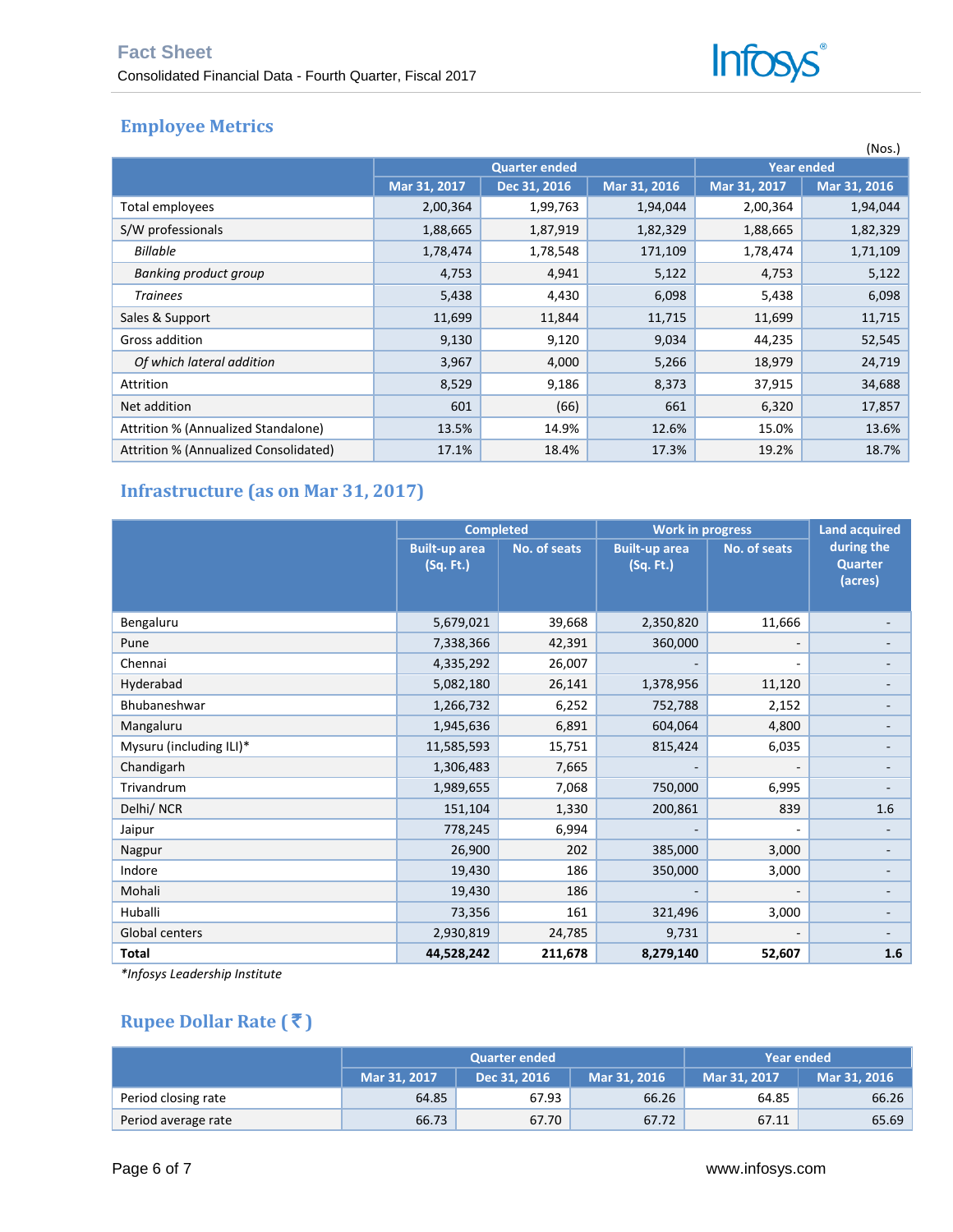## Employee Metrics

(Nos.)

| | Quarter ended | | | Year ended | |
|---|---|---|---|---|---|
| | Mar 31, 2017 | Dec 31, 2016 | Mar 31, 2016 | Mar 31, 2017 | Mar 31, 2016 |
| Total employees | 2,00,364 | 1,99,763 | 1,94,044 | 2,00,364 | 1,94,044 |
| S/W professionals | 1,88,665 | 1,87,919 | 1,82,329 | 1,88,665 | 1,82,329 |
| *Billable* | 1,78,474 | 1,78,548 | 171,109 | 1,78,474 | 1,71,109 |
| *Banking product group* | 4,753 | 4,941 | 5,122 | 4,753 | 5,122 |
| *Trainees* | 5,438 | 4,430 | 6,098 | 5,438 | 6,098 |
| Sales & Support | 11,699 | 11,844 | 11,715 | 11,699 | 11,715 |
| Gross addition | 9,130 | 9,120 | 9,034 | 44,235 | 52,545 |
| *Of which lateral addition* | 3,967 | 4,000 | 5,266 | 18,979 | 24,719 |
| Attrition | 8,529 | 9,186 | 8,373 | 37,915 | 34,688 |
| Net addition | 601 | (66) | 661 | 6,320 | 17,857 |
| Attrition % (Annualized Standalone) | 13.5% | 14.9% | 12.6% | 15.0% | 13.6% |
| Attrition % (Annualized Consolidated) | 17.1% | 18.4% | 17.3% | 19.2% | 18.7% |

## Infrastructure (as on Mar 31, 2017)

| | Completed | | Work in progress | | Land acquired during the Quarter (acres) |
|---|---|---|---|---|---|
| | Built-up area (Sq. Ft.) | No. of seats | Built-up area (Sq. Ft.) | No. of seats | |
| Bengaluru | 5,679,021 | 39,668 | 2,350,820 | 11,666 | - |
| Pune | 7,338,366 | 42,391 | 360,000 | - | - |
| Chennai | 4,335,292 | 26,007 | - | - | - |
| Hyderabad | 5,082,180 | 26,141 | 1,378,956 | 11,120 | - |
| Bhubaneshwar | 1,266,732 | 6,252 | 752,788 | 2,152 | - |
| Mangaluru | 1,945,636 | 6,891 | 604,064 | 4,800 | - |
| Mysuru (including ILI)* | 11,585,593 | 15,751 | 815,424 | 6,035 | - |
| Chandigarh | 1,306,483 | 7,665 | - | - | - |
| Trivandrum | 1,989,655 | 7,068 | 750,000 | 6,995 | - |
| Delhi/ NCR | 151,104 | 1,330 | 200,861 | 839 | 1.6 |
| Jaipur | 778,245 | 6,994 | - | - | - |
| Nagpur | 26,900 | 202 | 385,000 | 3,000 | - |
| Indore | 19,430 | 186 | 350,000 | 3,000 | - |
| Mohali | 19,430 | 186 | - | - | - |
| Huballi | 73,356 | 161 | 321,496 | 3,000 | - |
| Global centers | 2,930,819 | 24,785 | 9,731 | - | - |
| **Total** | **44,528,242** | **211,678** | **8,279,140** | **52,607** | **1.6** |

*\*Infosys Leadership Institute*

## Rupee Dollar Rate (₹)

| | Quarter ended | | | Year ended | |
|---|---|---|---|---|---|
| | Mar 31, 2017 | Dec 31, 2016 | Mar 31, 2016 | Mar 31, 2017 | Mar 31, 2016 |
| Period closing rate | 64.85 | 67.93 | 66.26 | 64.85 | 66.26 |
| Period average rate | 66.73 | 67.70 | 67.72 | 67.11 | 65.69 |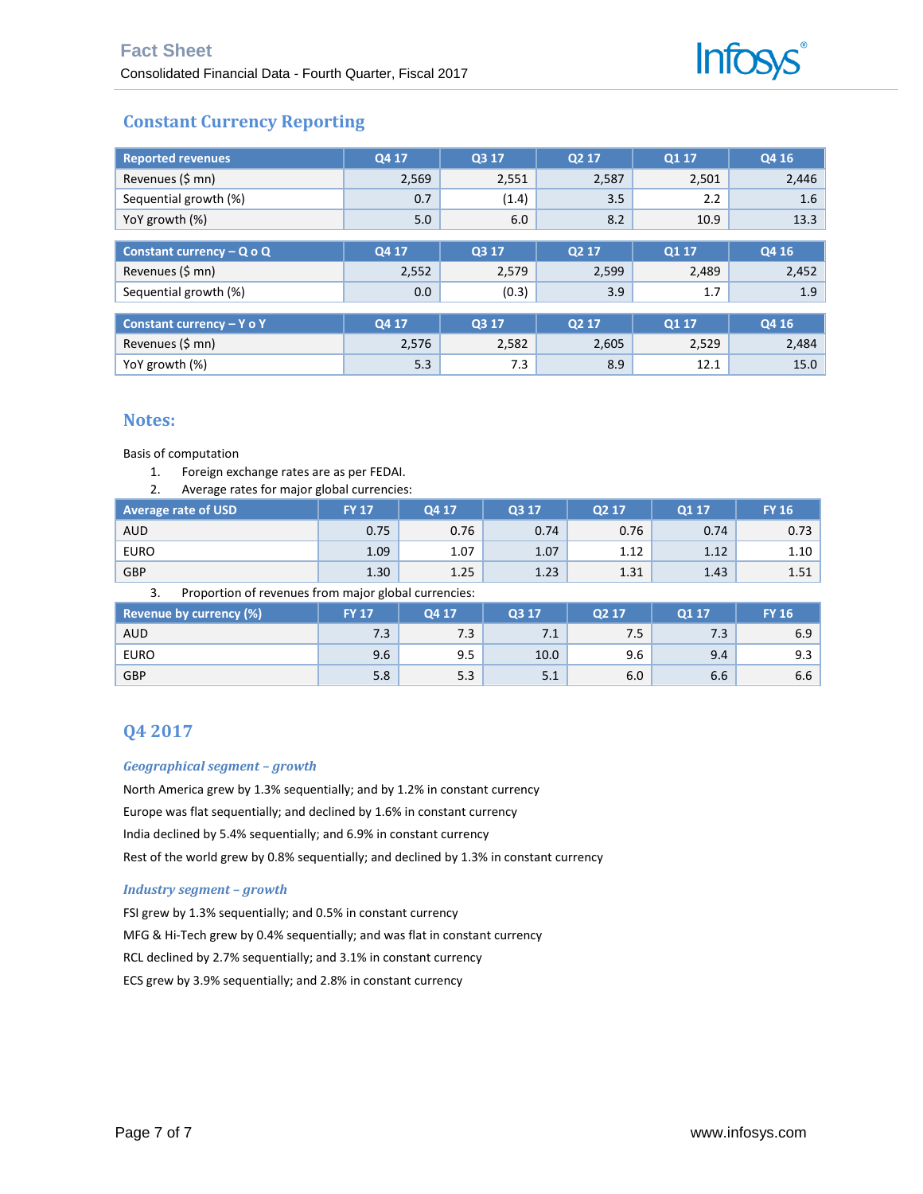## Constant Currency Reporting

| Reported revenues | Q4 17 | Q3 17 | Q2 17 | Q1 17 | Q4 16 |
|---|---|---|---|---|---|
| Revenues ($ mn) | 2,569 | 2,551 | 2,587 | 2,501 | 2,446 |
| Sequential growth (%) | 0.7 | (1.4) | 3.5 | 2.2 | 1.6 |
| YoY growth (%) | 5.0 | 6.0 | 8.2 | 10.9 | 13.3 |

| Constant currency – Q o Q | Q4 17 | Q3 17 | Q2 17 | Q1 17 | Q4 16 |
|---|---|---|---|---|---|
| Revenues ($ mn) | 2,552 | 2,579 | 2,599 | 2,489 | 2,452 |
| Sequential growth (%) | 0.0 | (0.3) | 3.9 | 1.7 | 1.9 |

| Constant currency – Y o Y | Q4 17 | Q3 17 | Q2 17 | Q1 17 | Q4 16 |
|---|---|---|---|---|---|
| Revenues ($ mn) | 2,576 | 2,582 | 2,605 | 2,529 | 2,484 |
| YoY growth (%) | 5.3 | 7.3 | 8.9 | 12.1 | 15.0 |

## Notes:

Basis of computation

1. Foreign exchange rates are as per FEDAI.
2. Average rates for major global currencies:

| Average rate of USD | FY 17 | Q4 17 | Q3 17 | Q2 17 | Q1 17 | FY 16 |
|---|---|---|---|---|---|---|
| AUD | 0.75 | 0.76 | 0.74 | 0.76 | 0.74 | 0.73 |
| EURO | 1.09 | 1.07 | 1.07 | 1.12 | 1.12 | 1.10 |
| GBP | 1.30 | 1.25 | 1.23 | 1.31 | 1.43 | 1.51 |

3. Proportion of revenues from major global currencies:

| Revenue by currency (%) | FY 17 | Q4 17 | Q3 17 | Q2 17 | Q1 17 | FY 16 |
|---|---|---|---|---|---|---|
| AUD | 7.3 | 7.3 | 7.1 | 7.5 | 7.3 | 6.9 |
| EURO | 9.6 | 9.5 | 10.0 | 9.6 | 9.4 | 9.3 |
| GBP | 5.8 | 5.3 | 5.1 | 6.0 | 6.6 | 6.6 |

## Q4 2017

### *Geographical segment – growth*

North America grew by 1.3% sequentially; and by 1.2% in constant currency

Europe was flat sequentially; and declined by 1.6% in constant currency

India declined by 5.4% sequentially; and 6.9% in constant currency

Rest of the world grew by 0.8% sequentially; and declined by 1.3% in constant currency

### *Industry segment – growth*

FSI grew by 1.3% sequentially; and 0.5% in constant currency

MFG & Hi-Tech grew by 0.4% sequentially; and was flat in constant currency

RCL declined by 2.7% sequentially; and 3.1% in constant currency

ECS grew by 3.9% sequentially; and 2.8% in constant currency